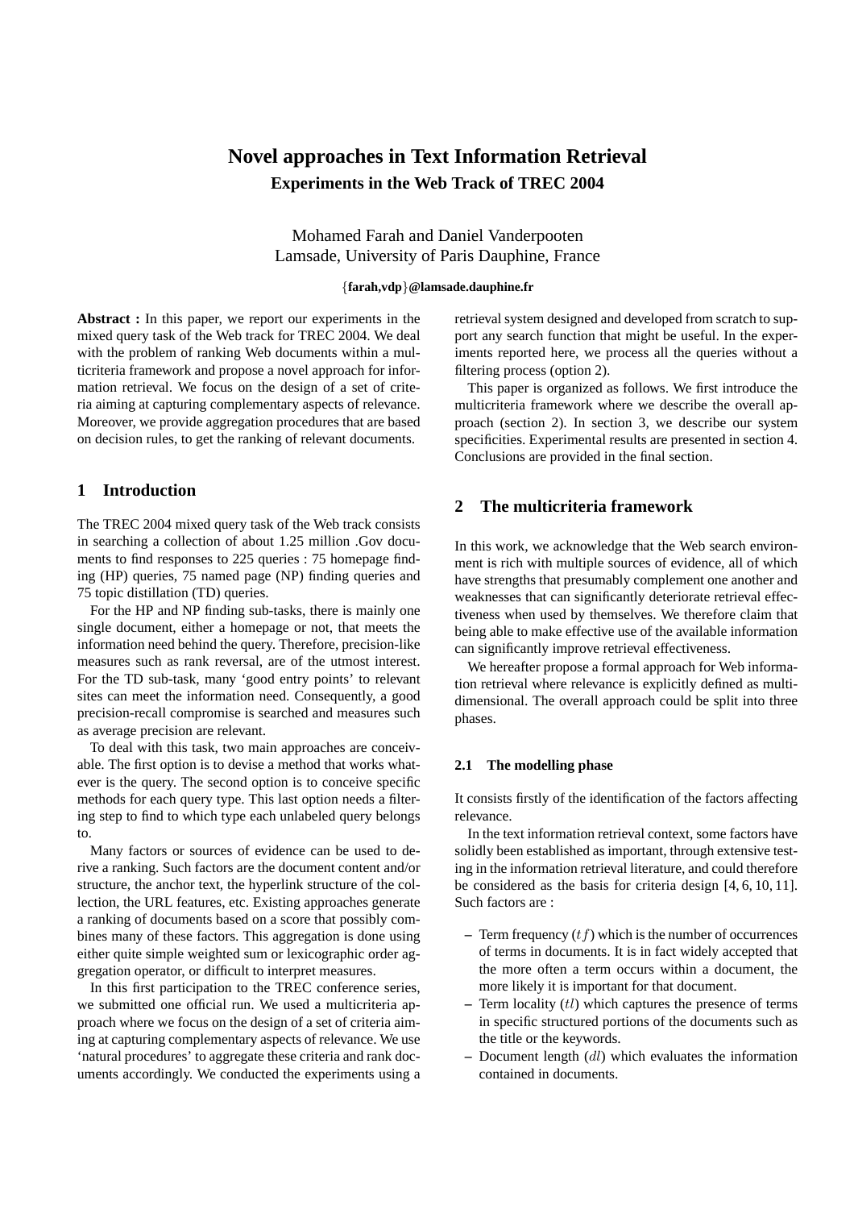# Novel approaches in Text Information Retrieval

## Experiments in the Web Track of TREC 2004

Mohamed Farah and Daniel Vanderpooten
Lamsade, University of Paris Dauphine, France

{**farah,vdp**}**@lamsade.dauphine.fr**

**Abstract :** In this paper, we report our experiments in the mixed query task of the Web track for TREC 2004. We deal with the problem of ranking Web documents within a multicriteria framework and propose a novel approach for information retrieval. We focus on the design of a set of criteria aiming at capturing complementary aspects of relevance. Moreover, we provide aggregation procedures that are based on decision rules, to get the ranking of relevant documents.

## 1 Introduction

The TREC 2004 mixed query task of the Web track consists in searching a collection of about 1.25 million .Gov documents to find responses to 225 queries : 75 homepage finding (HP) queries, 75 named page (NP) finding queries and 75 topic distillation (TD) queries.

For the HP and NP finding sub-tasks, there is mainly one single document, either a homepage or not, that meets the information need behind the query. Therefore, precision-like measures such as rank reversal, are of the utmost interest. For the TD sub-task, many 'good entry points' to relevant sites can meet the information need. Consequently, a good precision-recall compromise is searched and measures such as average precision are relevant.

To deal with this task, two main approaches are conceivable. The first option is to devise a method that works whatever is the query. The second option is to conceive specific methods for each query type. This last option needs a filtering step to find to which type each unlabeled query belongs to.

Many factors or sources of evidence can be used to derive a ranking. Such factors are the document content and/or structure, the anchor text, the hyperlink structure of the collection, the URL features, etc. Existing approaches generate a ranking of documents based on a score that possibly combines many of these factors. This aggregation is done using either quite simple weighted sum or lexicographic order aggregation operator, or difficult to interpret measures.

In this first participation to the TREC conference series, we submitted one official run. We used a multicriteria approach where we focus on the design of a set of criteria aiming at capturing complementary aspects of relevance. We use 'natural procedures' to aggregate these criteria and rank documents accordingly. We conducted the experiments using a retrieval system designed and developed from scratch to support any search function that might be useful. In the experiments reported here, we process all the queries without a filtering process (option 2).

This paper is organized as follows. We first introduce the multicriteria framework where we describe the overall approach (section 2). In section 3, we describe our system specificities. Experimental results are presented in section 4. Conclusions are provided in the final section.

## 2 The multicriteria framework

In this work, we acknowledge that the Web search environment is rich with multiple sources of evidence, all of which have strengths that presumably complement one another and weaknesses that can significantly deteriorate retrieval effectiveness when used by themselves. We therefore claim that being able to make effective use of the available information can significantly improve retrieval effectiveness.

We hereafter propose a formal approach for Web information retrieval where relevance is explicitly defined as multidimensional. The overall approach could be split into three phases.

### 2.1 The modelling phase

It consists firstly of the identification of the factors affecting relevance.

In the text information retrieval context, some factors have solidly been established as important, through extensive testing in the information retrieval literature, and could therefore be considered as the basis for criteria design [4, 6, 10, 11]. Such factors are :

- Term frequency ($tf$) which is the number of occurrences of terms in documents. It is in fact widely accepted that the more often a term occurs within a document, the more likely it is important for that document.
- Term locality ($tl$) which captures the presence of terms in specific structured portions of the documents such as the title or the keywords.
- Document length ($dl$) which evaluates the information contained in documents.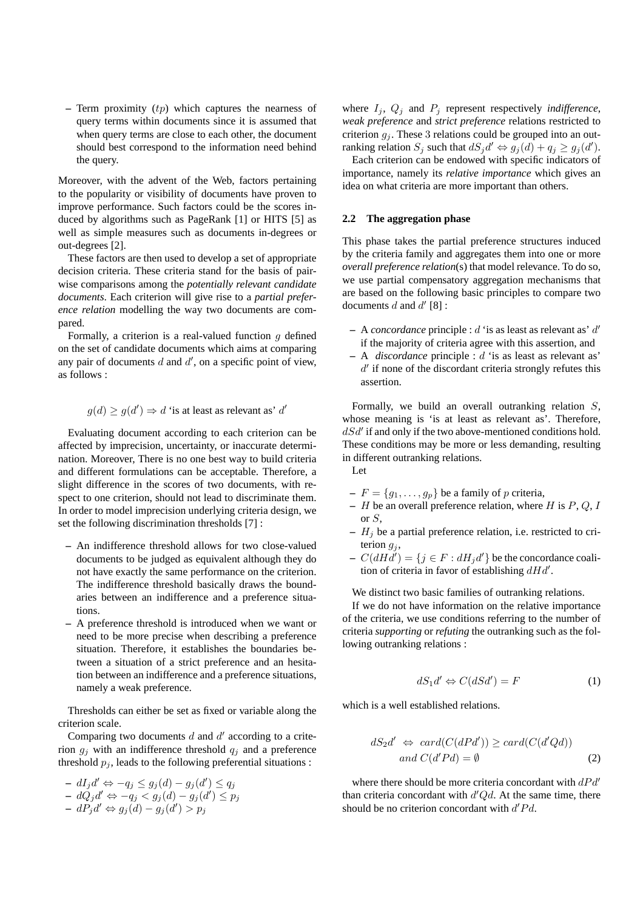– Term proximity ($tp$) which captures the nearness of query terms within documents since it is assumed that when query terms are close to each other, the document should best correspond to the information need behind the query.

Moreover, with the advent of the Web, factors pertaining to the popularity or visibility of documents have proven to improve performance. Such factors could be the scores induced by algorithms such as PageRank [1] or HITS [5] as well as simple measures such as documents in-degrees or out-degrees [2].

These factors are then used to develop a set of appropriate decision criteria. These criteria stand for the basis of pairwise comparisons among the *potentially relevant candidate documents*. Each criterion will give rise to a *partial preference relation* modelling the way two documents are compared.

Formally, a criterion is a real-valued function $g$ defined on the set of candidate documents which aims at comparing any pair of documents $d$ and $d'$, on a specific point of view, as follows :

$$g(d) \geq g(d') \Rightarrow d \text{ 'is at least as relevant as' } d'$$

Evaluating document according to each criterion can be affected by imprecision, uncertainty, or inaccurate determination. Moreover, There is no one best way to build criteria and different formulations can be acceptable. Therefore, a slight difference in the scores of two documents, with respect to one criterion, should not lead to discriminate them. In order to model imprecision underlying criteria design, we set the following discrimination thresholds [7] :

– An indifference threshold allows for two close-valued documents to be judged as equivalent although they do not have exactly the same performance on the criterion. The indifference threshold basically draws the boundaries between an indifference and a preference situations.
– A preference threshold is introduced when we want or need to be more precise when describing a preference situation. Therefore, it establishes the boundaries between a situation of a strict preference and an hesitation between an indifference and a preference situations, namely a weak preference.

Thresholds can either be set as fixed or variable along the criterion scale.

Comparing two documents $d$ and $d'$ according to a criterion $g_j$ with an indifference threshold $q_j$ and a preference threshold $p_j$, leads to the following preferential situations :

– $dI_jd' \Leftrightarrow -q_j \leq g_j(d) - g_j(d') \leq q_j$
– $dQ_jd' \Leftrightarrow -q_j < g_j(d) - g_j(d') \leq p_j$
– $dP_jd' \Leftrightarrow g_j(d) - g_j(d') > p_j$

where $I_j$, $Q_j$ and $P_j$ represent respectively *indifference*, *weak preference* and *strict preference* relations restricted to criterion $g_j$. These 3 relations could be grouped into an outranking relation $S_j$ such that $dS_jd' \Leftrightarrow g_j(d) + q_j \geq g_j(d')$.

Each criterion can be endowed with specific indicators of importance, namely its *relative importance* which gives an idea on what criteria are more important than others.

### 2.2 The aggregation phase

This phase takes the partial preference structures induced by the criteria family and aggregates them into one or more *overall preference relation*(s) that model relevance. To do so, we use partial compensatory aggregation mechanisms that are based on the following basic principles to compare two documents $d$ and $d'$ [8] :

– A *concordance* principle : $d$ 'is as least as relevant as' $d'$ if the majority of criteria agree with this assertion, and
– A *discordance* principle : $d$ 'is as least as relevant as' $d'$ if none of the discordant criteria strongly refutes this assertion.

Formally, we build an overall outranking relation $S$, whose meaning is 'is at least as relevant as'. Therefore, $dSd'$ if and only if the two above-mentioned conditions hold. These conditions may be more or less demanding, resulting in different outranking relations.

Let

– $F = \{g_1, \ldots, g_p\}$ be a family of $p$ criteria,
– $H$ be an overall preference relation, where $H$ is $P$, $Q$, $I$ or $S$,
– $H_j$ be a partial preference relation, i.e. restricted to criterion $g_j$,
– $C(dHd') = \{j \in F : dH_jd'\}$ be the concordance coalition of criteria in favor of establishing $dHd'$.

We distinct two basic families of outranking relations.

If we do not have information on the relative importance of the criteria, we use conditions referring to the number of criteria *supporting* or *refuting* the outranking such as the following outranking relations :

$$dS_1d' \Leftrightarrow C(dSd') = F \tag{1}$$

which is a well established relations.

$$dS_2d' \Leftrightarrow card(C(dPd')) \geq card(C(d'Qd)) \\ and \; C(d'Pd) = \emptyset \tag{2}$$

where there should be more criteria concordant with $dPd'$ than criteria concordant with $d'Qd$. At the same time, there should be no criterion concordant with $d'Pd$.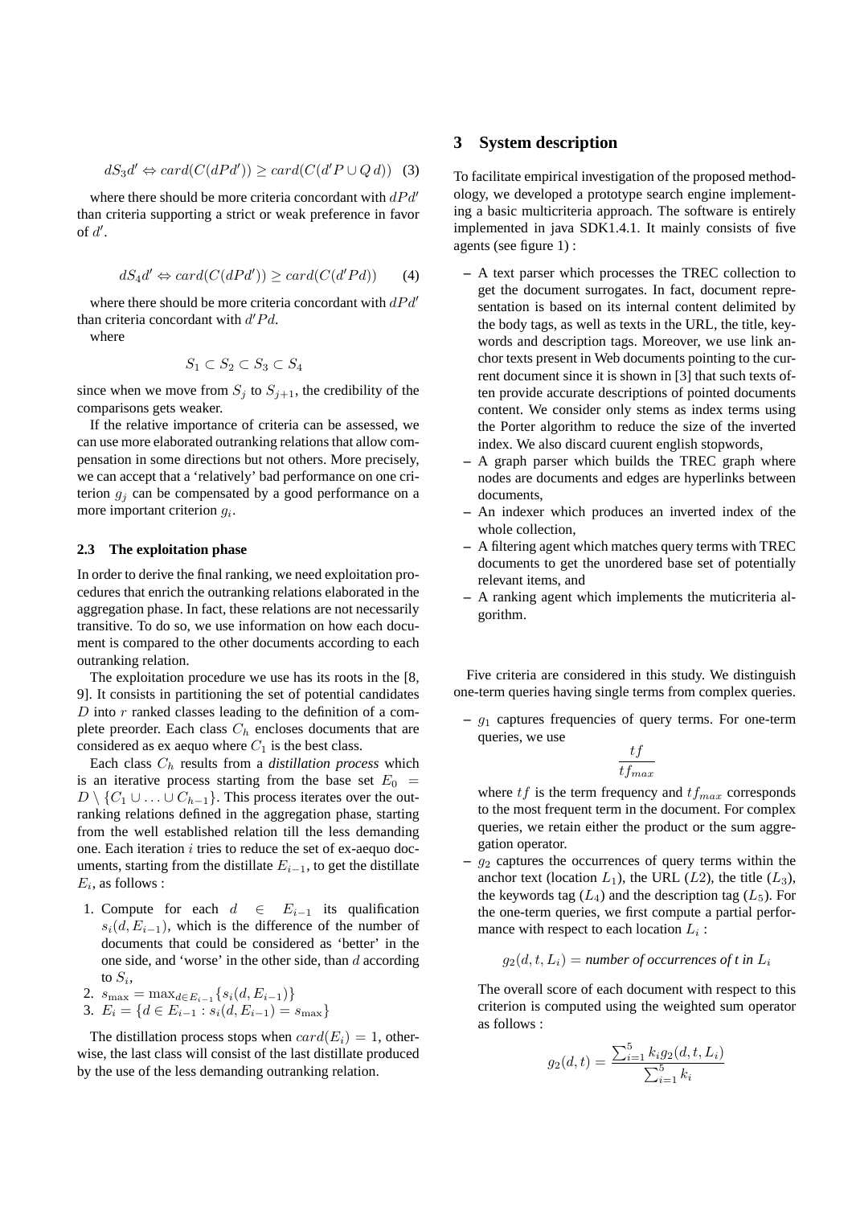$$dS_3d' \Leftrightarrow card(C(dPd')) \geq card(C(d'P \cup Q\,d)) \quad (3)$$

where there should be more criteria concordant with $dPd'$ than criteria supporting a strict or weak preference in favor of $d'$.

$$dS_4d' \Leftrightarrow card(C(dPd')) \geq card(C(d'Pd)) \quad (4)$$

where there should be more criteria concordant with $dPd'$ than criteria concordant with $d'Pd$.

where

$$S_1 \subset S_2 \subset S_3 \subset S_4$$

since when we move from $S_j$ to $S_{j+1}$, the credibility of the comparisons gets weaker.

If the relative importance of criteria can be assessed, we can use more elaborated outranking relations that allow compensation in some directions but not others. More precisely, we can accept that a 'relatively' bad performance on one criterion $g_j$ can be compensated by a good performance on a more important criterion $g_i$.

### 2.3 The exploitation phase

In order to derive the final ranking, we need exploitation procedures that enrich the outranking relations elaborated in the aggregation phase. In fact, these relations are not necessarily transitive. To do so, we use information on how each document is compared to the other documents according to each outranking relation.

The exploitation procedure we use has its roots in the [8, 9]. It consists in partitioning the set of potential candidates $D$ into $r$ ranked classes leading to the definition of a complete preorder. Each class $C_h$ encloses documents that are considered as ex aequo where $C_1$ is the best class.

Each class $C_h$ results from a *distillation process* which is an iterative process starting from the base set $E_0 = D \setminus \{C_1 \cup \ldots \cup C_{h-1}\}$. This process iterates over the outranking relations defined in the aggregation phase, starting from the well established relation till the less demanding one. Each iteration $i$ tries to reduce the set of ex-aequo documents, starting from the distillate $E_{i-1}$, to get the distillate $E_i$, as follows :

1. Compute for each $d \in E_{i-1}$ its qualification $s_i(d, E_{i-1})$, which is the difference of the number of documents that could be considered as 'better' in the one side, and 'worse' in the other side, than $d$ according to $S_i$,
2. $s_{\max} = \max_{d \in E_{i-1}}\{s_i(d, E_{i-1})\}$
3. $E_i = \{d \in E_{i-1} : s_i(d, E_{i-1}) = s_{\max}\}$

The distillation process stops when $card(E_i) = 1$, otherwise, the last class will consist of the last distillate produced by the use of the less demanding outranking relation.

## 3 System description

To facilitate empirical investigation of the proposed methodology, we developed a prototype search engine implementing a basic multicriteria approach. The software is entirely implemented in java SDK1.4.1. It mainly consists of five agents (see figure 1) :

- A text parser which processes the TREC collection to get the document surrogates. In fact, document representation is based on its internal content delimited by the body tags, as well as texts in the URL, the title, keywords and description tags. Moreover, we use link anchor texts present in Web documents pointing to the current document since it is shown in [3] that such texts often provide accurate descriptions of pointed documents content. We consider only stems as index terms using the Porter algorithm to reduce the size of the inverted index. We also discard cuurent english stopwords,
- A graph parser which builds the TREC graph where nodes are documents and edges are hyperlinks between documents,
- An indexer which produces an inverted index of the whole collection,
- A filtering agent which matches query terms with TREC documents to get the unordered base set of potentially relevant items, and
- A ranking agent which implements the muticriteria algorithm.

Five criteria are considered in this study. We distinguish one-term queries having single terms from complex queries.

- $g_1$ captures frequencies of query terms. For one-term queries, we use

$$\frac{tf}{tf_{max}}$$

where $tf$ is the term frequency and $tf_{max}$ corresponds to the most frequent term in the document. For complex queries, we retain either the product or the sum aggregation operator.

- $g_2$ captures the occurrences of query terms within the anchor text (location $L_1$), the URL ($L2$), the title ($L_3$), the keywords tag ($L_4$) and the description tag ($L_5$). For the one-term queries, we first compute a partial performance with respect to each location $L_i$ :

$$g_2(d, t, L_i) = \textit{number of occurrences of t in } L_i$$

The overall score of each document with respect to this criterion is computed using the weighted sum operator as follows :

$$g_2(d, t) = \frac{\sum_{i=1}^{5} k_i g_2(d, t, L_i)}{\sum_{i=1}^{5} k_i}$$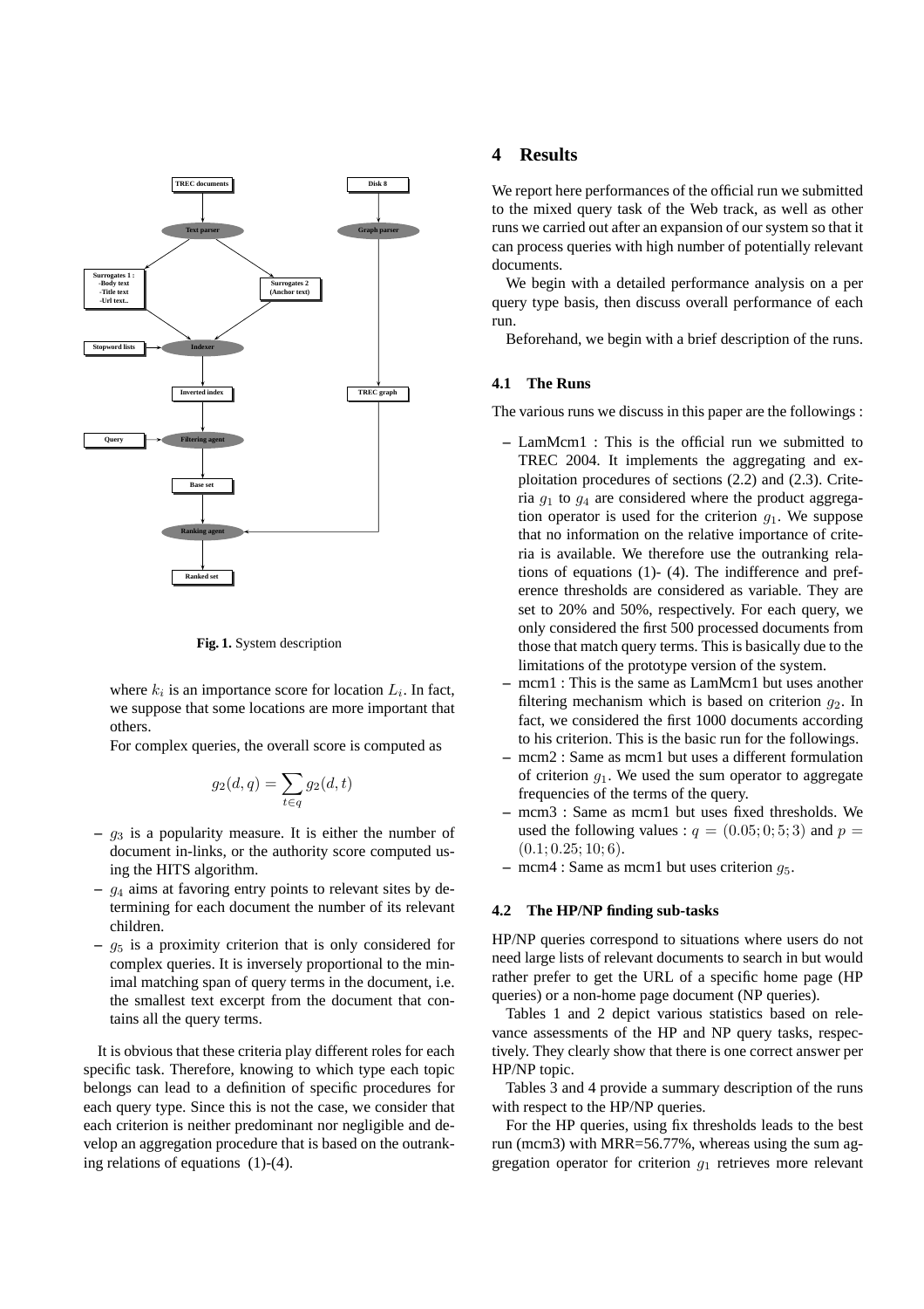Fig. 1. System description

where $k_i$ is an importance score for location $L_i$. In fact, we suppose that some locations are more important that others.

For complex queries, the overall score is computed as

$$g_2(d,q) = \sum_{t \in q} g_2(d,t)$$

– $g_3$ is a popularity measure. It is either the number of document in-links, or the authority score computed using the HITS algorithm.
– $g_4$ aims at favoring entry points to relevant sites by determining for each document the number of its relevant children.
– $g_5$ is a proximity criterion that is only considered for complex queries. It is inversely proportional to the minimal matching span of query terms in the document, i.e. the smallest text excerpt from the document that contains all the query terms.

It is obvious that these criteria play different roles for each specific task. Therefore, knowing to which type each topic belongs can lead to a definition of specific procedures for each query type. Since this is not the case, we consider that each criterion is neither predominant nor negligible and develop an aggregation procedure that is based on the outranking relations of equations (1)-(4).

# 4 Results

We report here performances of the official run we submitted to the mixed query task of the Web track, as well as other runs we carried out after an expansion of our system so that it can process queries with high number of potentially relevant documents.

We begin with a detailed performance analysis on a per query type basis, then discuss overall performance of each run.

Beforehand, we begin with a brief description of the runs.

## 4.1 The Runs

The various runs we discuss in this paper are the followings :

– LamMcm1 : This is the official run we submitted to TREC 2004. It implements the aggregating and exploitation procedures of sections (2.2) and (2.3). Criteria $g_1$ to $g_4$ are considered where the product aggregation operator is used for the criterion $g_1$. We suppose that no information on the relative importance of criteria is available. We therefore use the outranking relations of equations (1)- (4). The indifference and preference thresholds are considered as variable. They are set to 20% and 50%, respectively. For each query, we only considered the first 500 processed documents from those that match query terms. This is basically due to the limitations of the prototype version of the system.
– mcm1 : This is the same as LamMcm1 but uses another filtering mechanism which is based on criterion $g_2$. In fact, we considered the first 1000 documents according to his criterion. This is the basic run for the followings.
– mcm2 : Same as mcm1 but uses a different formulation of criterion $g_1$. We used the sum operator to aggregate frequencies of the terms of the query.
– mcm3 : Same as mcm1 but uses fixed thresholds. We used the following values : $q = (0.05; 0; 5; 3)$ and $p = (0.1; 0.25; 10; 6)$.
– mcm4 : Same as mcm1 but uses criterion $g_5$.

## 4.2 The HP/NP finding sub-tasks

HP/NP queries correspond to situations where users do not need large lists of relevant documents to search in but would rather prefer to get the URL of a specific home page (HP queries) or a non-home page document (NP queries).

Tables 1 and 2 depict various statistics based on relevance assessments of the HP and NP query tasks, respectively. They clearly show that there is one correct answer per HP/NP topic.

Tables 3 and 4 provide a summary description of the runs with respect to the HP/NP queries.

For the HP queries, using fix thresholds leads to the best run (mcm3) with MRR=56.77%, whereas using the sum aggregation operator for criterion $g_1$ retrieves more relevant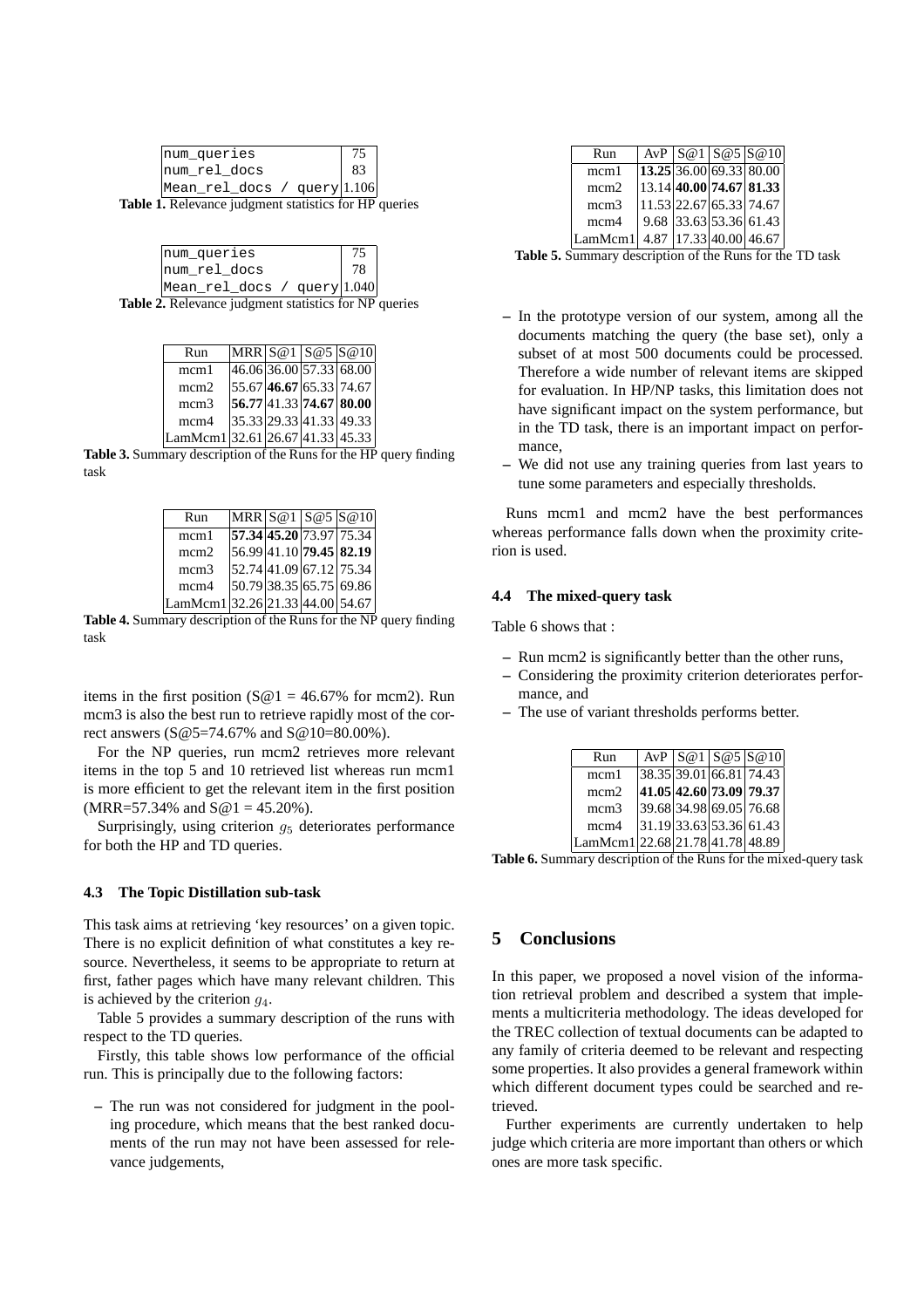| num_queries | 75 |
|---|---|
| num_rel_docs | 83 |
| Mean_rel_docs / query | 1.106 |

**Table 1.** Relevance judgment statistics for HP queries

| num_queries | 75 |
|---|---|
| num_rel_docs | 78 |
| Mean_rel_docs / query | 1.040 |

**Table 2.** Relevance judgment statistics for NP queries

| Run | MRR | S@1 | S@5 | S@10 |
|---|---|---|---|---|
| mcm1 | 46.06 | 36.00 | 57.33 | 68.00 |
| mcm2 | 55.67 | **46.67** | 65.33 | 74.67 |
| mcm3 | **56.77** | 41.33 | **74.67** | **80.00** |
| mcm4 | 35.33 | 29.33 | 41.33 | 49.33 |
| LamMcm1 | 32.61 | 26.67 | 41.33 | 45.33 |

**Table 3.** Summary description of the Runs for the HP query finding task

| Run | MRR | S@1 | S@5 | S@10 |
|---|---|---|---|---|
| mcm1 | **57.34** | **45.20** | 73.97 | 75.34 |
| mcm2 | 56.99 | 41.10 | **79.45** | **82.19** |
| mcm3 | 52.74 | 41.09 | 67.12 | 75.34 |
| mcm4 | 50.79 | 38.35 | 65.75 | 69.86 |
| LamMcm1 | 32.26 | 21.33 | 44.00 | 54.67 |

**Table 4.** Summary description of the Runs for the NP query finding task

items in the first position (S@1 = 46.67% for mcm2). Run mcm3 is also the best run to retrieve rapidly most of the correct answers (S@5=74.67% and S@10=80.00%).

For the NP queries, run mcm2 retrieves more relevant items in the top 5 and 10 retrieved list whereas run mcm1 is more efficient to get the relevant item in the first position (MRR=57.34% and S@1 = 45.20%).

Surprisingly, using criterion $g_5$ deteriorates performance for both the HP and TD queries.

### 4.3 The Topic Distillation sub-task

This task aims at retrieving 'key resources' on a given topic. There is no explicit definition of what constitutes a key resource. Nevertheless, it seems to be appropriate to return at first, father pages which have many relevant children. This is achieved by the criterion $g_4$.

Table 5 provides a summary description of the runs with respect to the TD queries.

Firstly, this table shows low performance of the official run. This is principally due to the following factors:

– The run was not considered for judgment in the pooling procedure, which means that the best ranked documents of the run may not have been assessed for relevance judgements,

| Run | AvP | S@1 | S@5 | S@10 |
|---|---|---|---|---|
| mcm1 | **13.25** | 36.00 | 69.33 | 80.00 |
| mcm2 | 13.14 | **40.00** | **74.67** | **81.33** |
| mcm3 | 11.53 | 22.67 | 65.33 | 74.67 |
| mcm4 | 9.68 | 33.63 | 53.36 | 61.43 |
| LamMcm1 | 4.87 | 17.33 | 40.00 | 46.67 |

**Table 5.** Summary description of the Runs for the TD task

– In the prototype version of our system, among all the documents matching the query (the base set), only a subset of at most 500 documents could be processed. Therefore a wide number of relevant items are skipped for evaluation. In HP/NP tasks, this limitation does not have significant impact on the system performance, but in the TD task, there is an important impact on performance,

– We did not use any training queries from last years to tune some parameters and especially thresholds.

Runs mcm1 and mcm2 have the best performances whereas performance falls down when the proximity criterion is used.

### 4.4 The mixed-query task

Table 6 shows that :

– Run mcm2 is significantly better than the other runs,

– Considering the proximity criterion deteriorates performance, and

– The use of variant thresholds performs better.

| Run | AvP | S@1 | S@5 | S@10 |
|---|---|---|---|---|
| mcm1 | 38.35 | 39.01 | 66.81 | 74.43 |
| mcm2 | **41.05** | **42.60** | **73.09** | **79.37** |
| mcm3 | 39.68 | 34.98 | 69.05 | 76.68 |
| mcm4 | 31.19 | 33.63 | 53.36 | 61.43 |
| LamMcm1 | 22.68 | 21.78 | 41.78 | 48.89 |

**Table 6.** Summary description of the Runs for the mixed-query task

## 5 Conclusions

In this paper, we proposed a novel vision of the information retrieval problem and described a system that implements a multicriteria methodology. The ideas developed for the TREC collection of textual documents can be adapted to any family of criteria deemed to be relevant and respecting some properties. It also provides a general framework within which different document types could be searched and retrieved.

Further experiments are currently undertaken to help judge which criteria are more important than others or which ones are more task specific.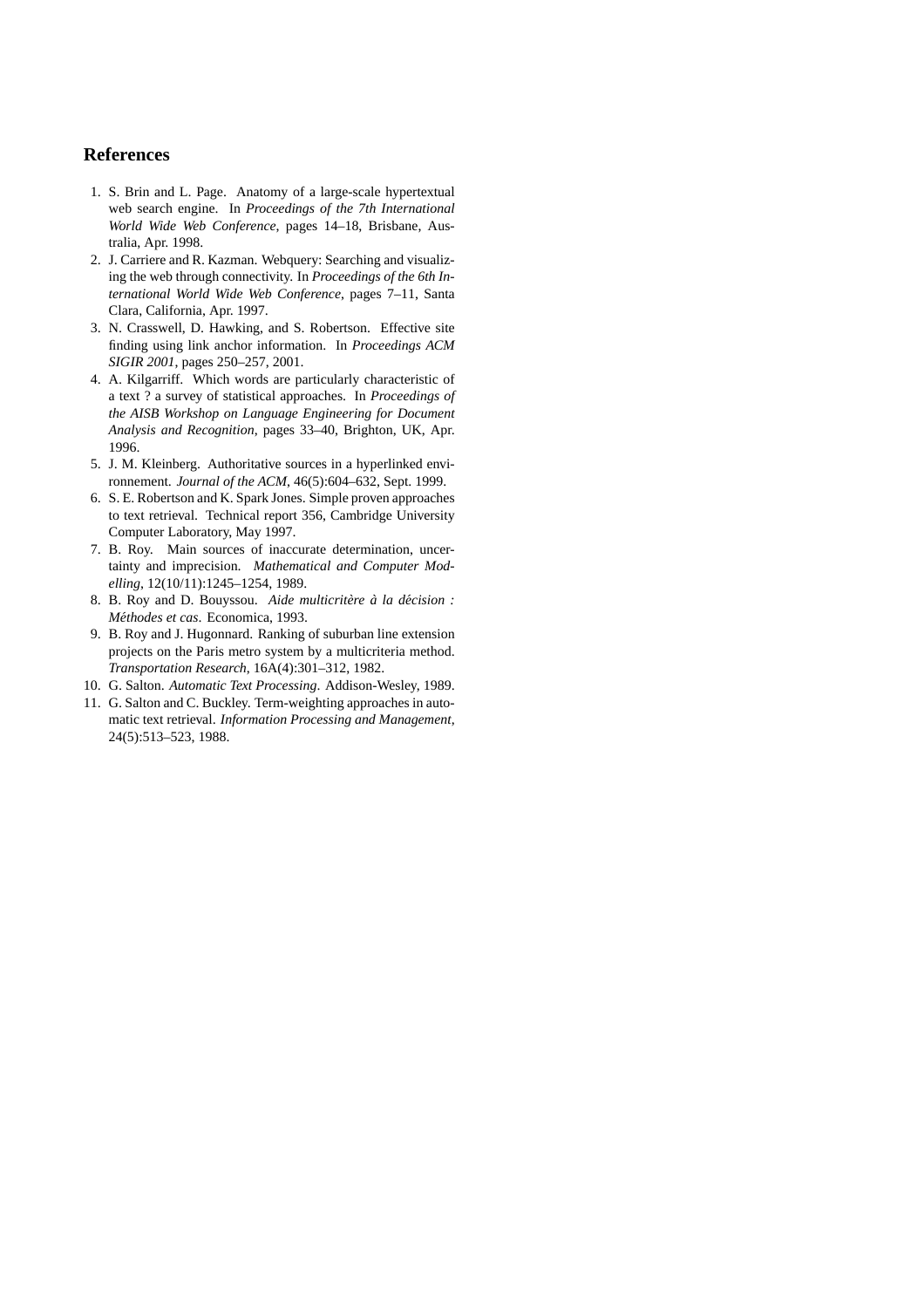## References

1. S. Brin and L. Page. Anatomy of a large-scale hypertextual web search engine. In *Proceedings of the 7th International World Wide Web Conference*, pages 14–18, Brisbane, Australia, Apr. 1998.
2. J. Carriere and R. Kazman. Webquery: Searching and visualizing the web through connectivity. In *Proceedings of the 6th International World Wide Web Conference*, pages 7–11, Santa Clara, California, Apr. 1997.
3. N. Crasswell, D. Hawking, and S. Robertson. Effective site finding using link anchor information. In *Proceedings ACM SIGIR 2001*, pages 250–257, 2001.
4. A. Kilgarriff. Which words are particularly characteristic of a text ? a survey of statistical approaches. In *Proceedings of the AISB Workshop on Language Engineering for Document Analysis and Recognition*, pages 33–40, Brighton, UK, Apr. 1996.
5. J. M. Kleinberg. Authoritative sources in a hyperlinked environnement. *Journal of the ACM*, 46(5):604–632, Sept. 1999.
6. S. E. Robertson and K. Spark Jones. Simple proven approaches to text retrieval. Technical report 356, Cambridge University Computer Laboratory, May 1997.
7. B. Roy. Main sources of inaccurate determination, uncertainty and imprecision. *Mathematical and Computer Modelling*, 12(10/11):1245–1254, 1989.
8. B. Roy and D. Bouyssou. *Aide multicritère à la décision : Méthodes et cas*. Economica, 1993.
9. B. Roy and J. Hugonnard. Ranking of suburban line extension projects on the Paris metro system by a multicriteria method. *Transportation Research*, 16A(4):301–312, 1982.
10. G. Salton. *Automatic Text Processing*. Addison-Wesley, 1989.
11. G. Salton and C. Buckley. Term-weighting approaches in automatic text retrieval. *Information Processing and Management*, 24(5):513–523, 1988.